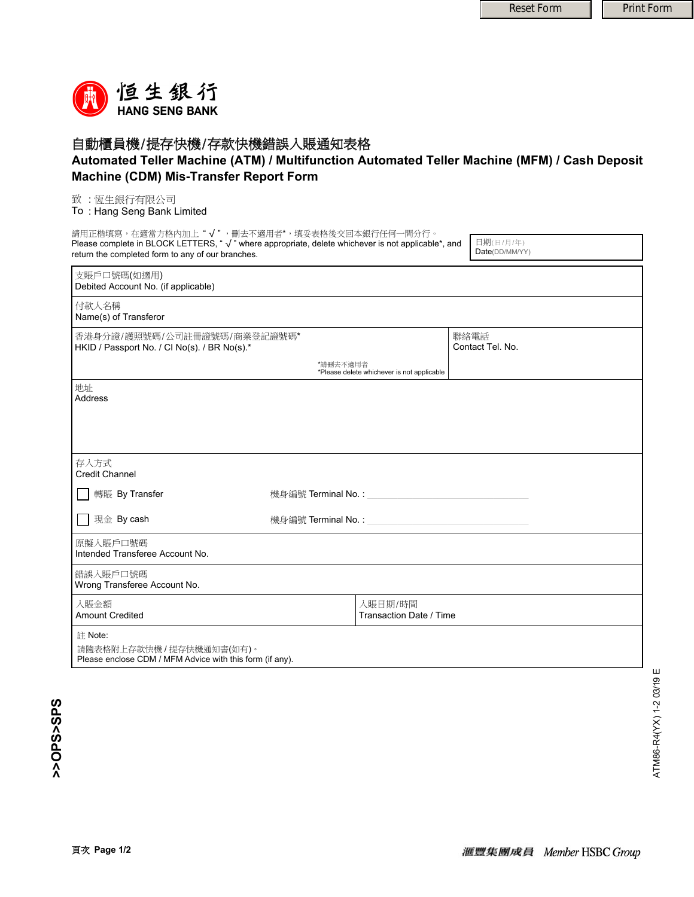恒生銀行
HANG SENG BANK

# 自動櫃員機/提存快機/存款快機錯誤入賬通知表格

## Automated Teller Machine (ATM) / Multifunction Automated Teller Machine (MFM) / Cash Deposit Machine (CDM) Mis-Transfer Report Form

致 ：恆生銀行有限公司
To : Hang Seng Bank Limited

請用正楷填寫，在適當方格內加上 " √ " ，刪去不適用者*，填妥表格後交回本銀行任何一間分行。
Please complete in BLOCK LETTERS, " √ " where appropriate, delete whichever is not applicable*, and return the completed form to any of our branches.

日期(日/月/年)
Date(DD/MM/YY)

| | |
|---|---|
| 支賬戶口號碼(如適用)<br>Debited Account No. (if applicable) | |
| 付款人名稱<br>Name(s) of Transferor | |
| 香港身分證/護照號碼/公司註冊證號碼/商業登記證號碼*<br>HKID / Passport No. / CI No(s). / BR No(s).*<br>*請刪去不適用者<br>*Please delete whichever is not applicable | 聯絡電話<br>Contact Tel. No. |
| 地址<br>Address | |
| 存入方式<br>Credit Channel<br>☐ 轉賬 By Transfer 機身編號 Terminal No. : ____________<br>☐ 現金 By cash 機身編號 Terminal No. : ____________ | |
| 原擬入賬戶口號碼<br>Intended Transferee Account No. | |
| 錯誤入賬戶口號碼<br>Wrong Transferee Account No. | |
| 入賬金額<br>Amount Credited | 入賬日期/時間<br>Transaction Date / Time |

註 Note:
請隨表格附上存款快機 / 提存快機通知書(如有)。
Please enclose CDM / MFM Advice with this form (if any).

>>OPS>SPS

ATM86-R4(YX) 1-2 03/19 E

滙豐集團成員 Member HSBC Group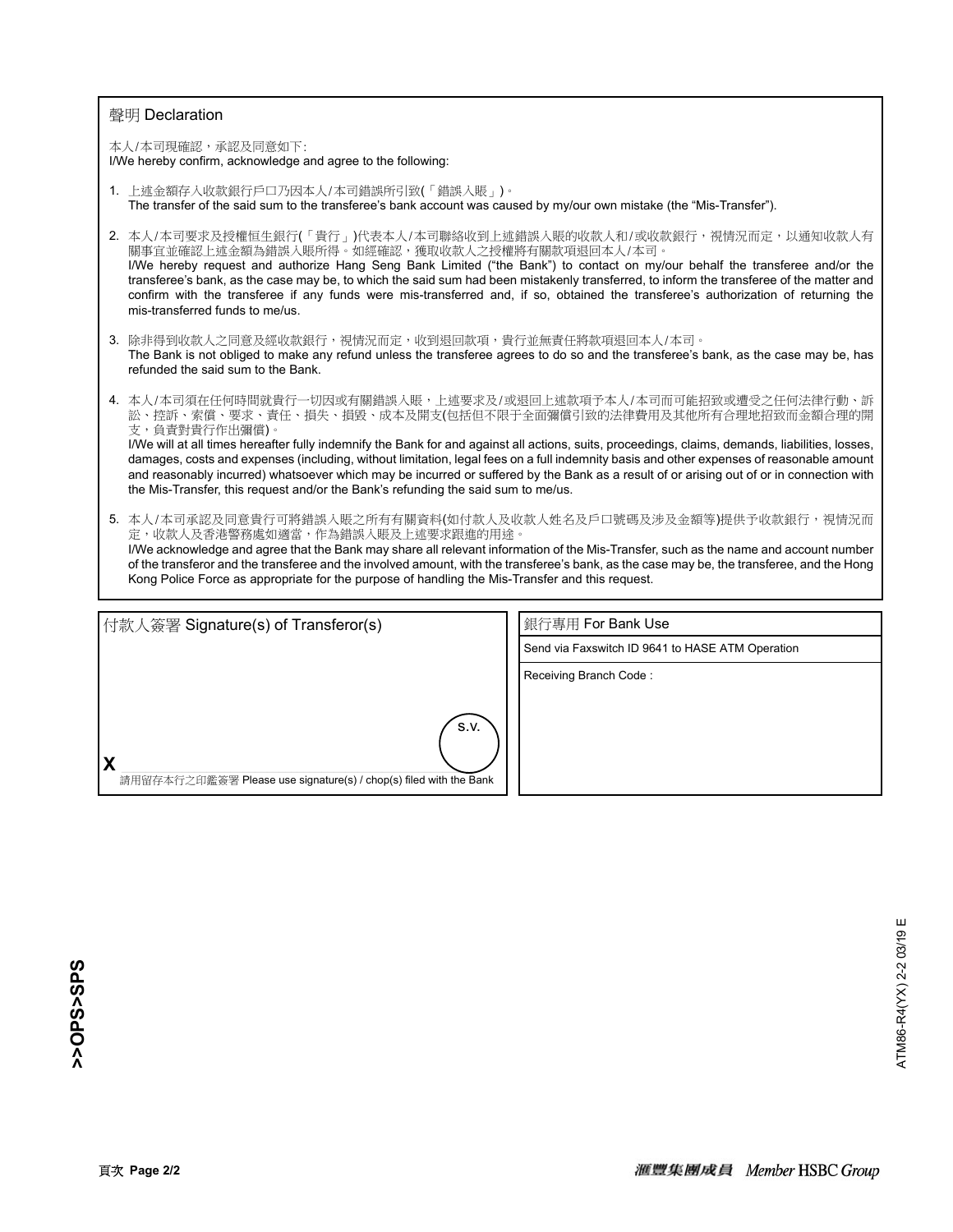## 聲明 Declaration

本人/本司現確認，承認及同意如下:
I/We hereby confirm, acknowledge and agree to the following:

1. 上述金額存入收款銀行戶口乃因本人/本司錯誤所引致(「錯誤入賬」)。
   The transfer of the said sum to the transferee's bank account was caused by my/our own mistake (the "Mis-Transfer").

2. 本人/本司要求及授權恒生銀行(「貴行」)代表本人/本司聯絡收到上述錯誤入賬的收款人和/或收款銀行，視情況而定，以通知收款人有關事宜並確認上述金額為錯誤入賬所得。如經確認，獲取收款人之授權將有關款項退回本人/本司。
   I/We hereby request and authorize Hang Seng Bank Limited ("the Bank") to contact on my/our behalf the transferee and/or the transferee's bank, as the case may be, to which the said sum had been mistakenly transferred, to inform the transferee of the matter and confirm with the transferee if any funds were mis-transferred and, if so, obtained the transferee's authorization of returning the mis-transferred funds to me/us.

3. 除非得到收款人之同意及經收款銀行，視情況而定，收到退回款項，貴行並無責任將款項退回本人/本司。
   The Bank is not obliged to make any refund unless the transferee agrees to do so and the transferee's bank, as the case may be, has refunded the said sum to the Bank.

4. 本人/本司須在任何時間就貴行一切因或有關錯誤入賬，上述要求及/或退回上述款項予本人/本司而可能招致或遭受之任何法律行動、訴訟、控訴、索償、要求、責任、損失、損毀、成本及開支(包括但不限于全面彌償引致的法律費用及其他所有合理地招致而金額合理的開支，負責對貴行作出彌償)。
   I/We will at all times hereafter fully indemnify the Bank for and against all actions, suits, proceedings, claims, demands, liabilities, losses, damages, costs and expenses (including, without limitation, legal fees on a full indemnity basis and other expenses of reasonable amount and reasonably incurred) whatsoever which may be incurred or suffered by the Bank as a result of or arising out of or in connection with the Mis-Transfer, this request and/or the Bank's refunding the said sum to me/us.

5. 本人/本司承認及同意貴行可將錯誤入賬之所有有關資料(如付款人及收款人姓名及戶口號碼及涉及金額等)提供予收款銀行，視情況而定，收款人及香港警務處如適當，作為錯誤入賬及上述要求跟進的用途。
   I/We acknowledge and agree that the Bank may share all relevant information of the Mis-Transfer, such as the name and account number of the transferor and the transferee and the involved amount, with the transferee's bank, as the case may be, the transferee, and the Hong Kong Police Force as appropriate for the purpose of handling the Mis-Transfer and this request.

| 付款人簽署 Signature(s) of Transferor(s) | 銀行專用 For Bank Use |
|---|---|
| S.V. | Send via Faxswitch ID 9641 to HASE ATM Operation |
| X | Receiving Branch Code : |
| 請用留存本行之印鑑簽署 Please use signature(s) / chop(s) filed with the Bank | |

>>OPS>SPS

ATM86-R4(YX) 2-2 03/19 E

滙豐集團成員 Member HSBC Group